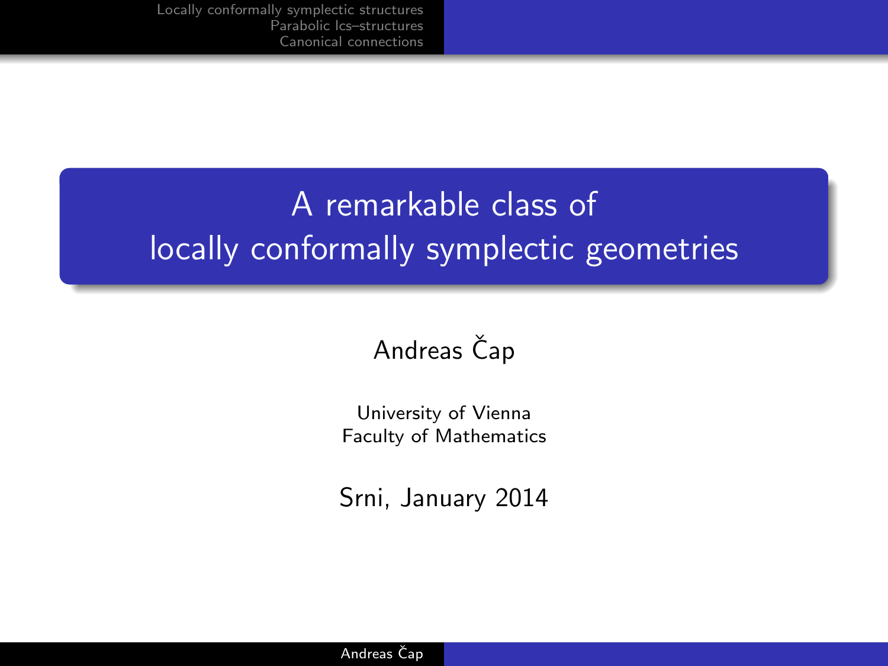# A remarkable class of locally conformally symplectic geometries

Andreas Čap

University of Vienna
Faculty of Mathematics

Srni, January 2014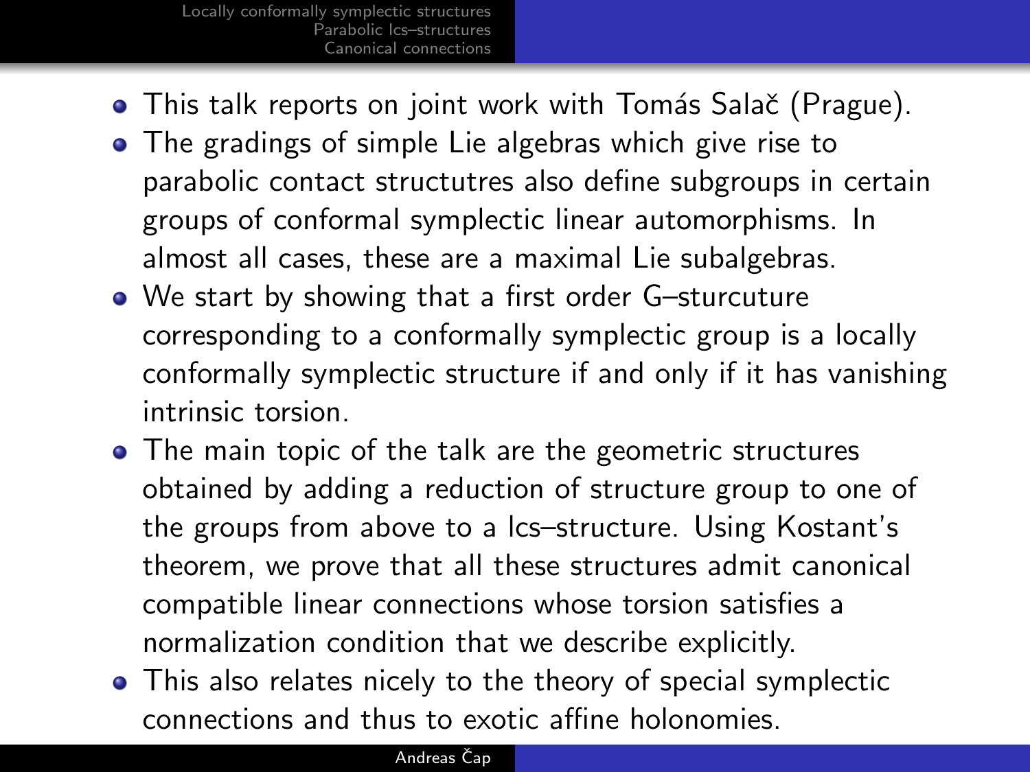- This talk reports on joint work with Tomás Salač (Prague).
- The gradings of simple Lie algebras which give rise to parabolic contact structutres also define subgroups in certain groups of conformal symplectic linear automorphisms. In almost all cases, these are a maximal Lie subalgebras.
- We start by showing that a first order G–sturcuture corresponding to a conformally symplectic group is a locally conformally symplectic structure if and only if it has vanishing intrinsic torsion.
- The main topic of the talk are the geometric structures obtained by adding a reduction of structure group to one of the groups from above to a lcs–structure. Using Kostant's theorem, we prove that all these structures admit canonical compatible linear connections whose torsion satisfies a normalization condition that we describe explicitly.
- This also relates nicely to the theory of special symplectic connections and thus to exotic affine holonomies.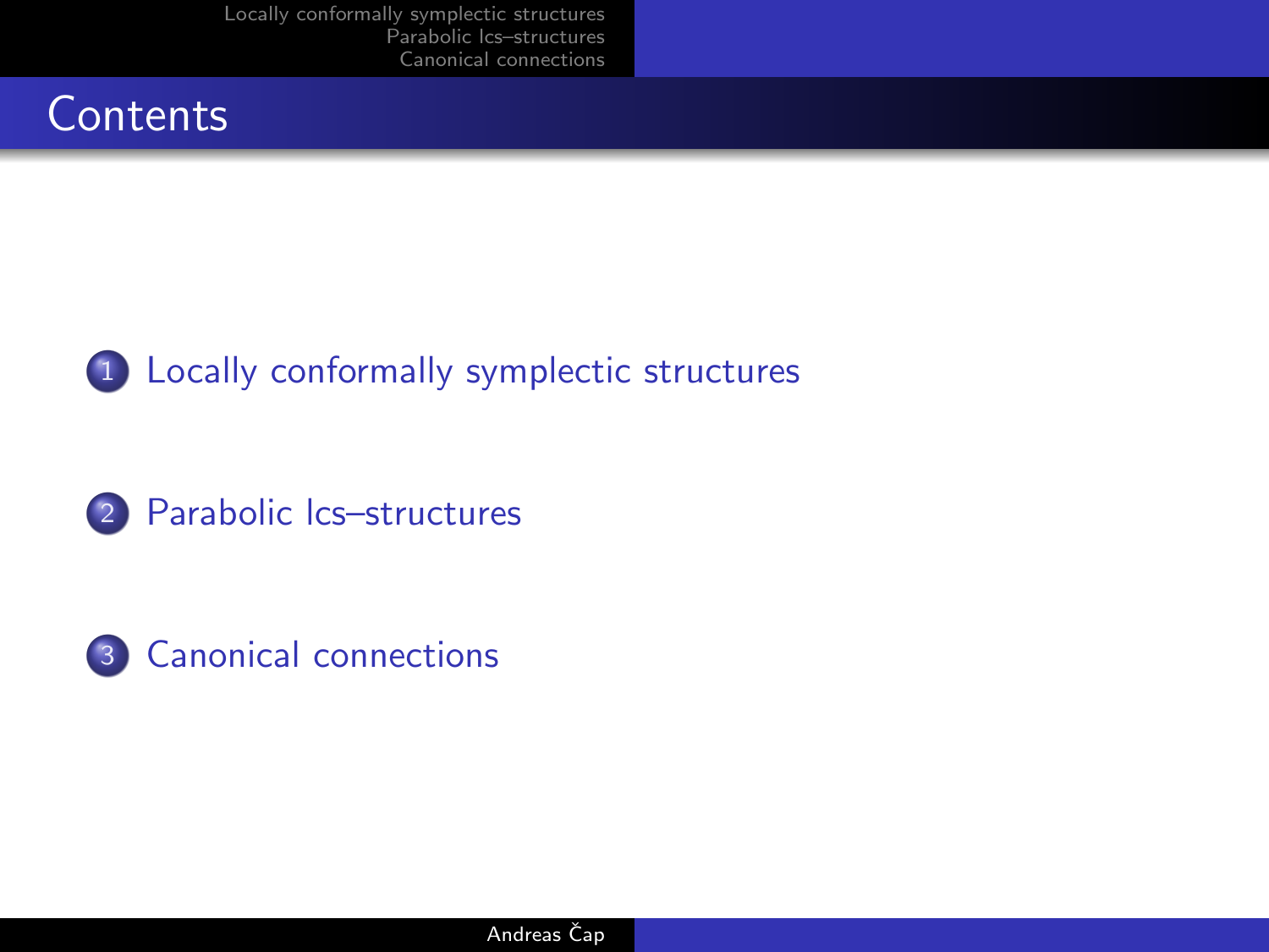# Contents

1. Locally conformally symplectic structures

2. Parabolic lcs–structures

3. Canonical connections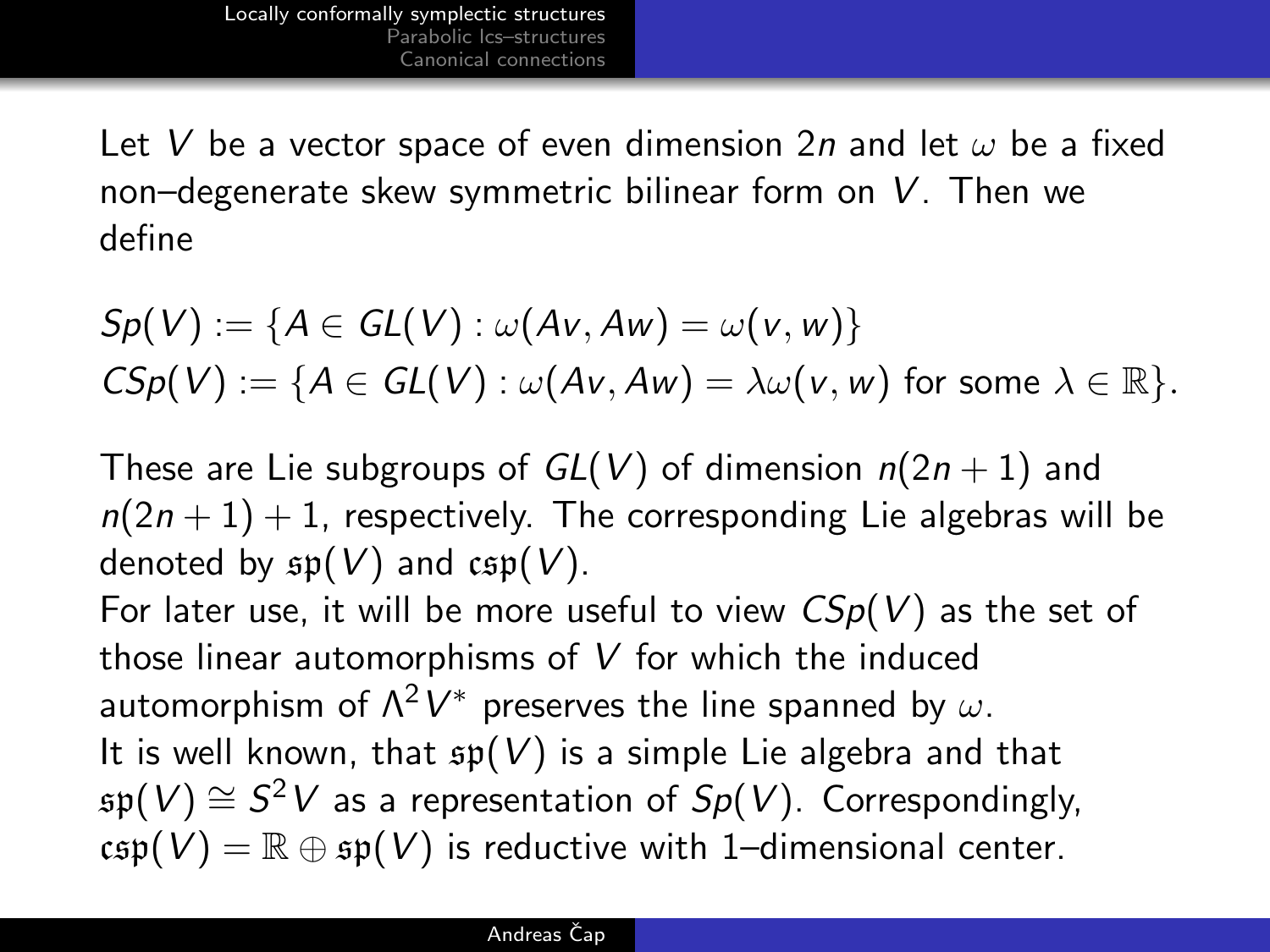Let $V$ be a vector space of even dimension $2n$ and let $\omega$ be a fixed non–degenerate skew symmetric bilinear form on $V$. Then we define

$$Sp(V) := \{A \in GL(V) : \omega(Av, Aw) = \omega(v, w)\}$$
$$CSp(V) := \{A \in GL(V) : \omega(Av, Aw) = \lambda\omega(v, w) \text{ for some } \lambda \in \mathbb{R}\}.$$

These are Lie subgroups of $GL(V)$ of dimension $n(2n+1)$ and $n(2n+1)+1$, respectively. The corresponding Lie algebras will be denoted by $\mathfrak{sp}(V)$ and $\mathfrak{csp}(V)$.

For later use, it will be more useful to view $CSp(V)$ as the set of those linear automorphisms of $V$ for which the induced automorphism of $\Lambda^2 V^*$ preserves the line spanned by $\omega$.

It is well known, that $\mathfrak{sp}(V)$ is a simple Lie algebra and that $\mathfrak{sp}(V) \cong S^2 V$ as a representation of $Sp(V)$. Correspondingly, $\mathfrak{csp}(V) = \mathbb{R} \oplus \mathfrak{sp}(V)$ is reductive with 1–dimensional center.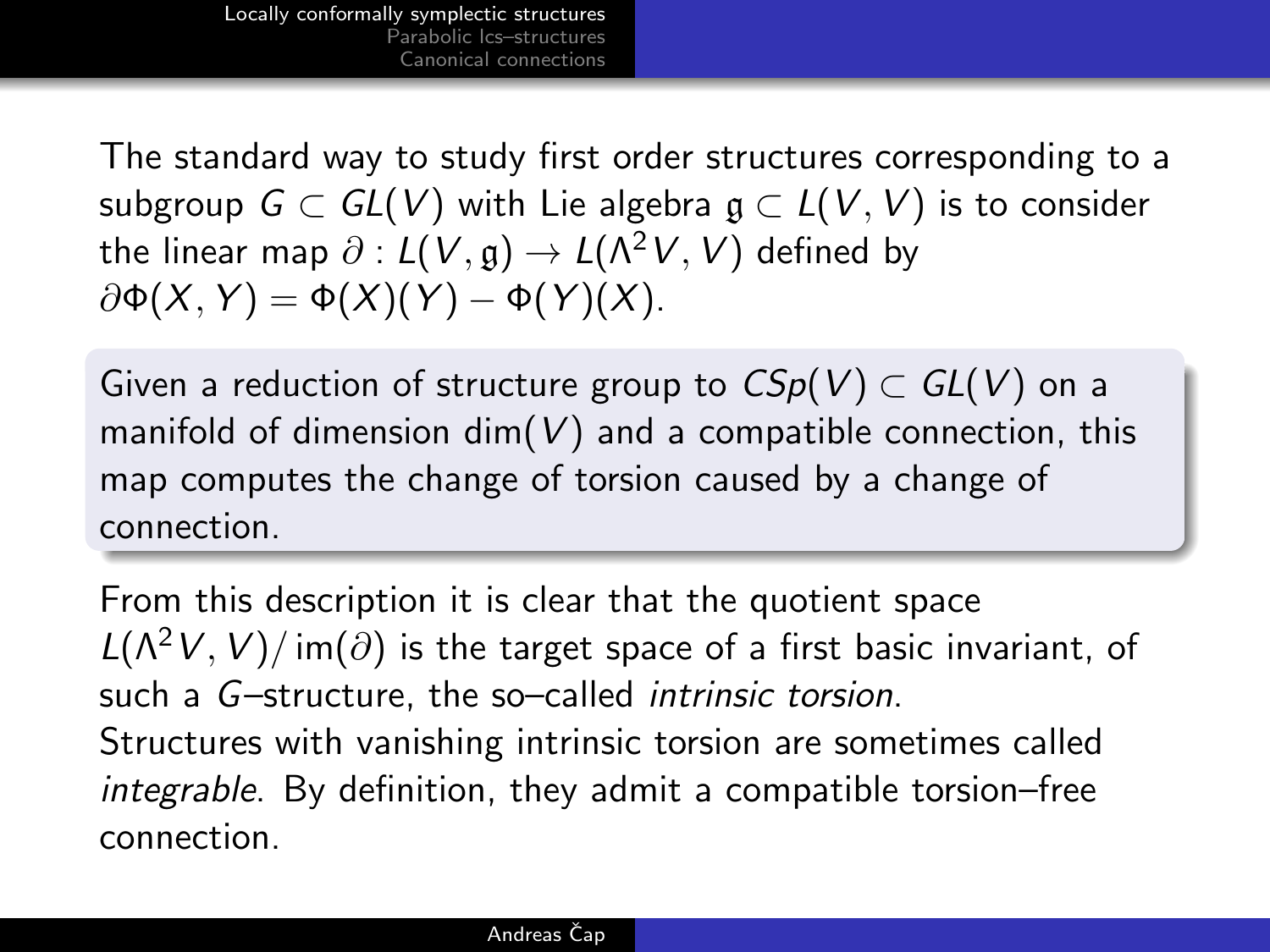The standard way to study first order structures corresponding to a subgroup $G \subset GL(V)$ with Lie algebra $\mathfrak{g} \subset L(V, V)$ is to consider the linear map $\partial : L(V, \mathfrak{g}) \to L(\Lambda^2 V, V)$ defined by $\partial\Phi(X, Y) = \Phi(X)(Y) - \Phi(Y)(X)$.

Given a reduction of structure group to $CSp(V) \subset GL(V)$ on a manifold of dimension $\dim(V)$ and a compatible connection, this map computes the change of torsion caused by a change of connection.

From this description it is clear that the quotient space $L(\Lambda^2 V, V)/\operatorname{im}(\partial)$ is the target space of a first basic invariant, of such a $G$–structure, the so–called *intrinsic torsion*.
Structures with vanishing intrinsic torsion are sometimes called *integrable*. By definition, they admit a compatible torsion–free connection.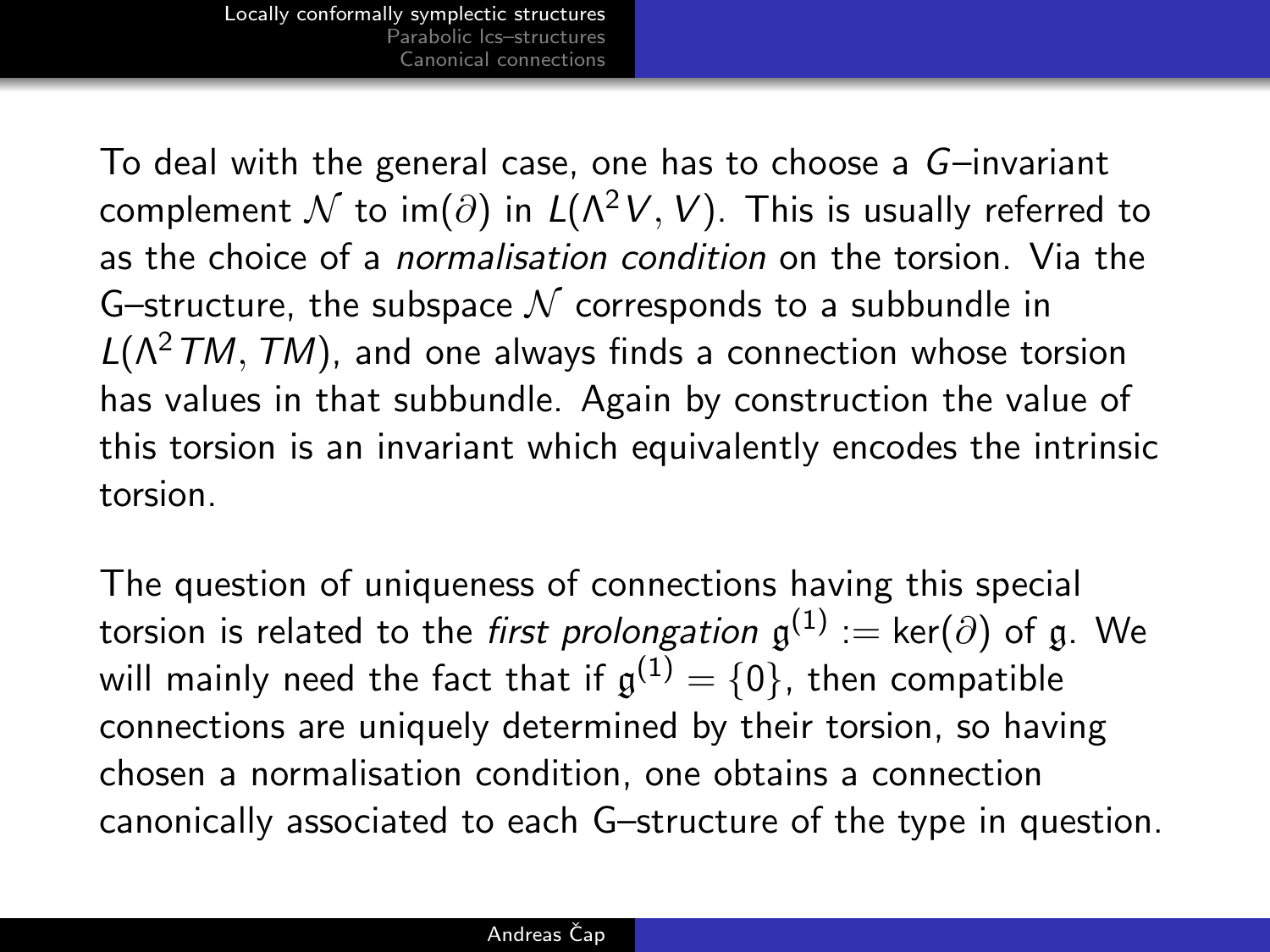To deal with the general case, one has to choose a $G$–invariant complement $\mathcal{N}$ to $\mathrm{im}(\partial)$ in $L(\Lambda^2 V, V)$. This is usually referred to as the choice of a *normalisation condition* on the torsion. Via the G–structure, the subspace $\mathcal{N}$ corresponds to a subbundle in $L(\Lambda^2 TM, TM)$, and one always finds a connection whose torsion has values in that subbundle. Again by construction the value of this torsion is an invariant which equivalently encodes the intrinsic torsion.

The question of uniqueness of connections having this special torsion is related to the *first prolongation* $\mathfrak{g}^{(1)} := \ker(\partial)$ of $\mathfrak{g}$. We will mainly need the fact that if $\mathfrak{g}^{(1)} = \{0\}$, then compatible connections are uniquely determined by their torsion, so having chosen a normalisation condition, one obtains a connection canonically associated to each G–structure of the type in question.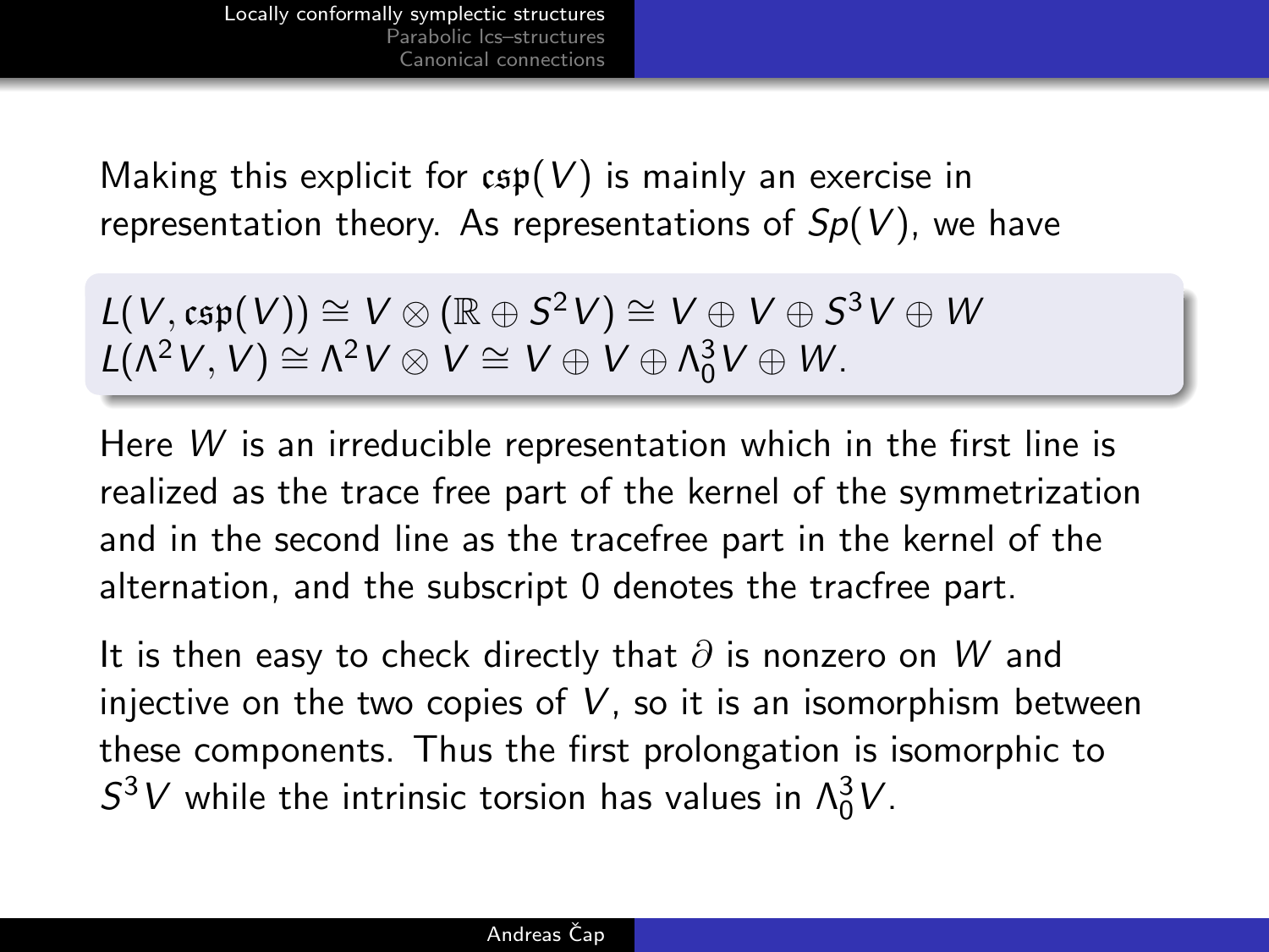Making this explicit for $\mathfrak{csp}(V)$ is mainly an exercise in representation theory. As representations of $Sp(V)$, we have

$$L(V, \mathfrak{csp}(V)) \cong V \otimes (\mathbb{R} \oplus S^2 V) \cong V \oplus V \oplus S^3 V \oplus W$$
$$L(\Lambda^2 V, V) \cong \Lambda^2 V \otimes V \cong V \oplus V \oplus \Lambda^3_0 V \oplus W.$$

Here $W$ is an irreducible representation which in the first line is realized as the trace free part of the kernel of the symmetrization and in the second line as the tracefree part in the kernel of the alternation, and the subscript 0 denotes the tracfree part.

It is then easy to check directly that $\partial$ is nonzero on $W$ and injective on the two copies of $V$, so it is an isomorphism between these components. Thus the first prolongation is isomorphic to $S^3 V$ while the intrinsic torsion has values in $\Lambda^3_0 V$.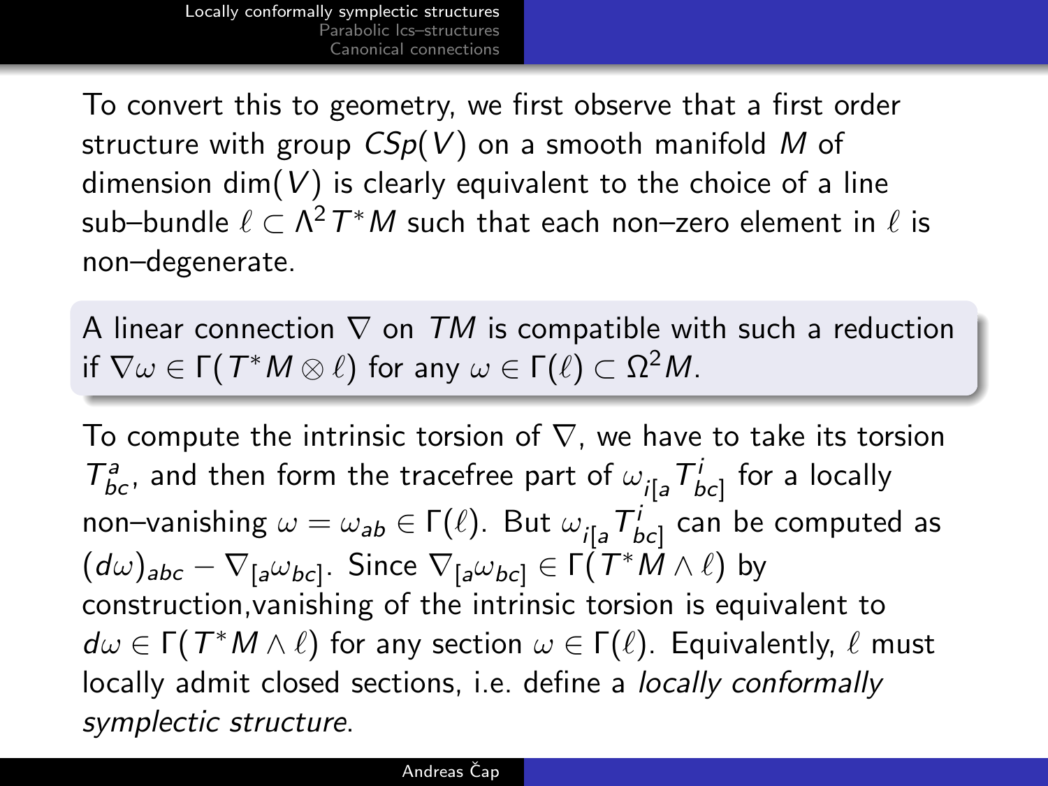To convert this to geometry, we first observe that a first order structure with group $CSp(V)$ on a smooth manifold $M$ of dimension $\dim(V)$ is clearly equivalent to the choice of a line sub–bundle $\ell \subset \Lambda^2 T^*M$ such that each non–zero element in $\ell$ is non–degenerate.

> A linear connection $\nabla$ on $TM$ is compatible with such a reduction if $\nabla\omega \in \Gamma(T^*M \otimes \ell)$ for any $\omega \in \Gamma(\ell) \subset \Omega^2 M$.

To compute the intrinsic torsion of $\nabla$, we have to take its torsion $T^a_{bc}$, and then form the tracefree part of $\omega_{i[a}T^i_{bc]}$ for a locally non–vanishing $\omega = \omega_{ab} \in \Gamma(\ell)$. But $\omega_{i[a}T^i_{bc]}$ can be computed as $(d\omega)_{abc} - \nabla_{[a}\omega_{bc]}$. Since $\nabla_{[a}\omega_{bc]} \in \Gamma(T^*M \wedge \ell)$ by construction,vanishing of the intrinsic torsion is equivalent to $d\omega \in \Gamma(T^*M \wedge \ell)$ for any section $\omega \in \Gamma(\ell)$. Equivalently, $\ell$ must locally admit closed sections, i.e. define a *locally conformally symplectic structure*.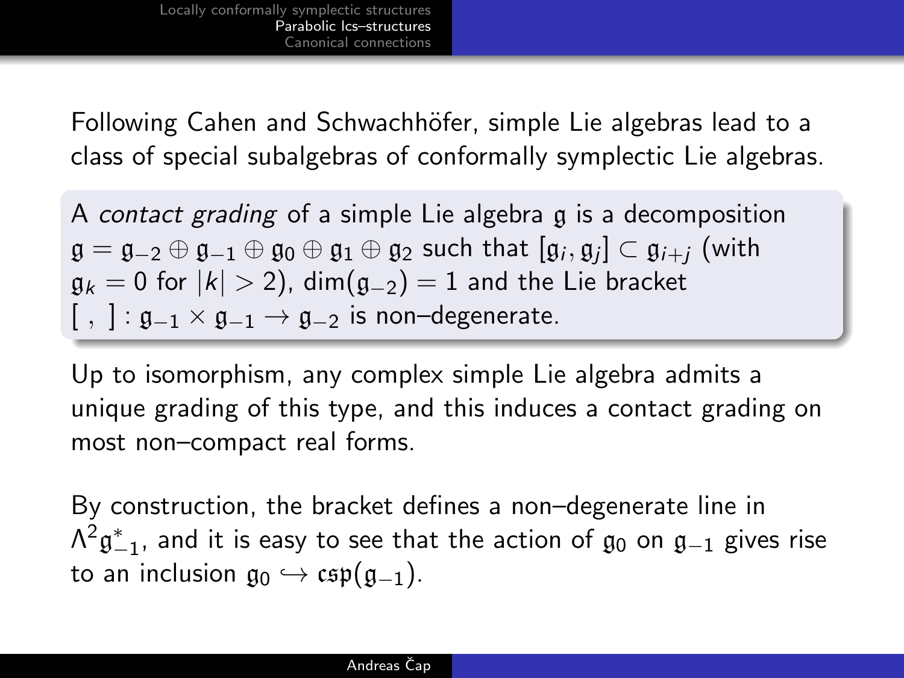Following Cahen and Schwachhöfer, simple Lie algebras lead to a class of special subalgebras of conformally symplectic Lie algebras.

A *contact grading* of a simple Lie algebra $\mathfrak{g}$ is a decomposition $\mathfrak{g} = \mathfrak{g}_{-2} \oplus \mathfrak{g}_{-1} \oplus \mathfrak{g}_0 \oplus \mathfrak{g}_1 \oplus \mathfrak{g}_2$ such that $[\mathfrak{g}_i, \mathfrak{g}_j] \subset \mathfrak{g}_{i+j}$ (with $\mathfrak{g}_k = 0$ for $|k| > 2$), $\dim(\mathfrak{g}_{-2}) = 1$ and the Lie bracket $[\ ,\ ] : \mathfrak{g}_{-1} \times \mathfrak{g}_{-1} \to \mathfrak{g}_{-2}$ is non–degenerate.

Up to isomorphism, any complex simple Lie algebra admits a unique grading of this type, and this induces a contact grading on most non–compact real forms.

By construction, the bracket defines a non–degenerate line in $\Lambda^2 \mathfrak{g}_{-1}^*$, and it is easy to see that the action of $\mathfrak{g}_0$ on $\mathfrak{g}_{-1}$ gives rise to an inclusion $\mathfrak{g}_0 \hookrightarrow \mathfrak{csp}(\mathfrak{g}_{-1})$.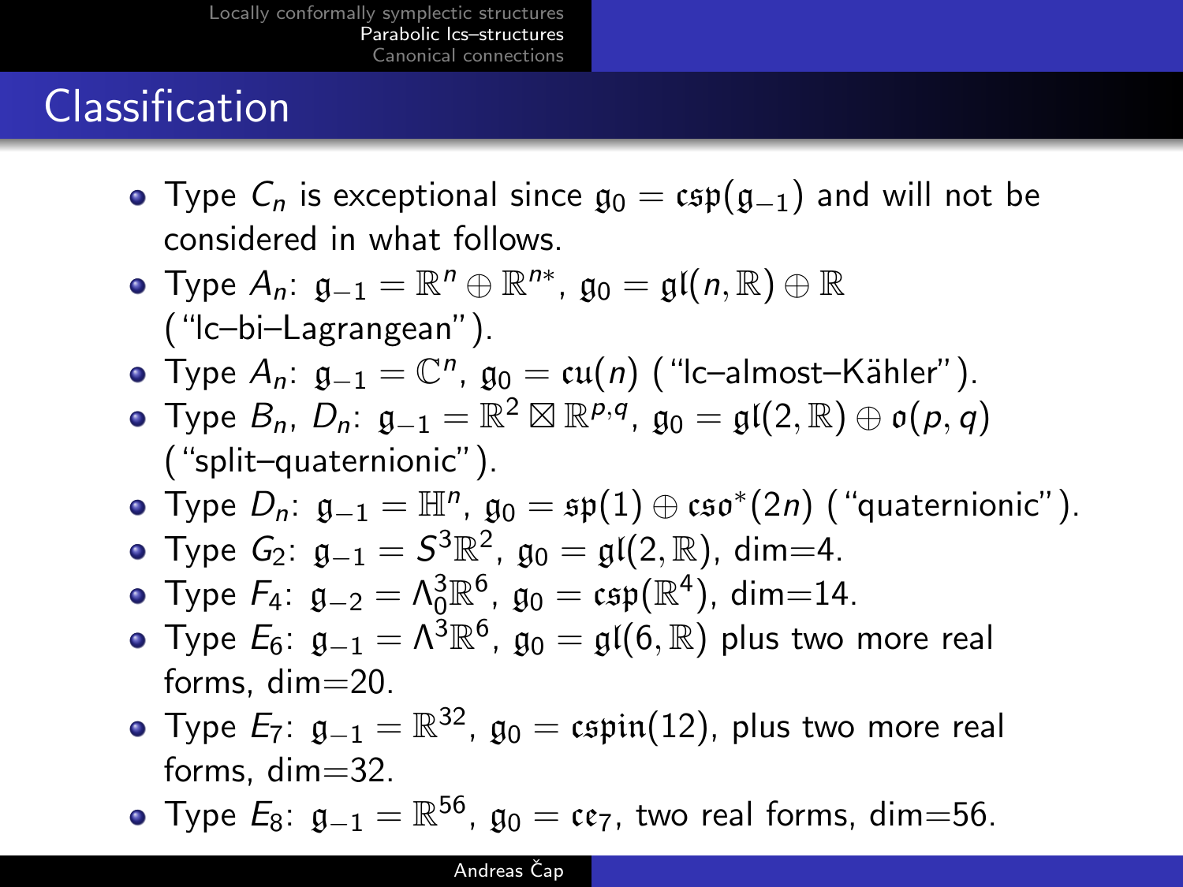# Classification

- Type $C_n$ is exceptional since $\mathfrak{g}_0 = \mathfrak{csp}(\mathfrak{g}_{-1})$ and will not be considered in what follows.
- Type $A_n$: $\mathfrak{g}_{-1} = \mathbb{R}^n \oplus \mathbb{R}^{n*}$, $\mathfrak{g}_0 = \mathfrak{gl}(n, \mathbb{R}) \oplus \mathbb{R}$ ("lc–bi–Lagrangean").
- Type $A_n$: $\mathfrak{g}_{-1} = \mathbb{C}^n$, $\mathfrak{g}_0 = \mathfrak{cu}(n)$ ("lc–almost–Kähler").
- Type $B_n$, $D_n$: $\mathfrak{g}_{-1} = \mathbb{R}^2 \boxtimes \mathbb{R}^{p,q}$, $\mathfrak{g}_0 = \mathfrak{gl}(2, \mathbb{R}) \oplus \mathfrak{o}(p, q)$ ("split–quaternionic").
- Type $D_n$: $\mathfrak{g}_{-1} = \mathbb{H}^n$, $\mathfrak{g}_0 = \mathfrak{sp}(1) \oplus \mathfrak{cso}^*(2n)$ ("quaternionic").
- Type $G_2$: $\mathfrak{g}_{-1} = S^3\mathbb{R}^2$, $\mathfrak{g}_0 = \mathfrak{gl}(2, \mathbb{R})$, dim=4.
- Type $F_4$: $\mathfrak{g}_{-2} = \Lambda^3_0\mathbb{R}^6$, $\mathfrak{g}_0 = \mathfrak{csp}(\mathbb{R}^4)$, dim=14.
- Type $E_6$: $\mathfrak{g}_{-1} = \Lambda^3\mathbb{R}^6$, $\mathfrak{g}_0 = \mathfrak{gl}(6, \mathbb{R})$ plus two more real forms, dim=20.
- Type $E_7$: $\mathfrak{g}_{-1} = \mathbb{R}^{32}$, $\mathfrak{g}_0 = \mathfrak{cspin}(12)$, plus two more real forms, dim=32.
- Type $E_8$: $\mathfrak{g}_{-1} = \mathbb{R}^{56}$, $\mathfrak{g}_0 = \mathfrak{ce}_7$, two real forms, dim=56.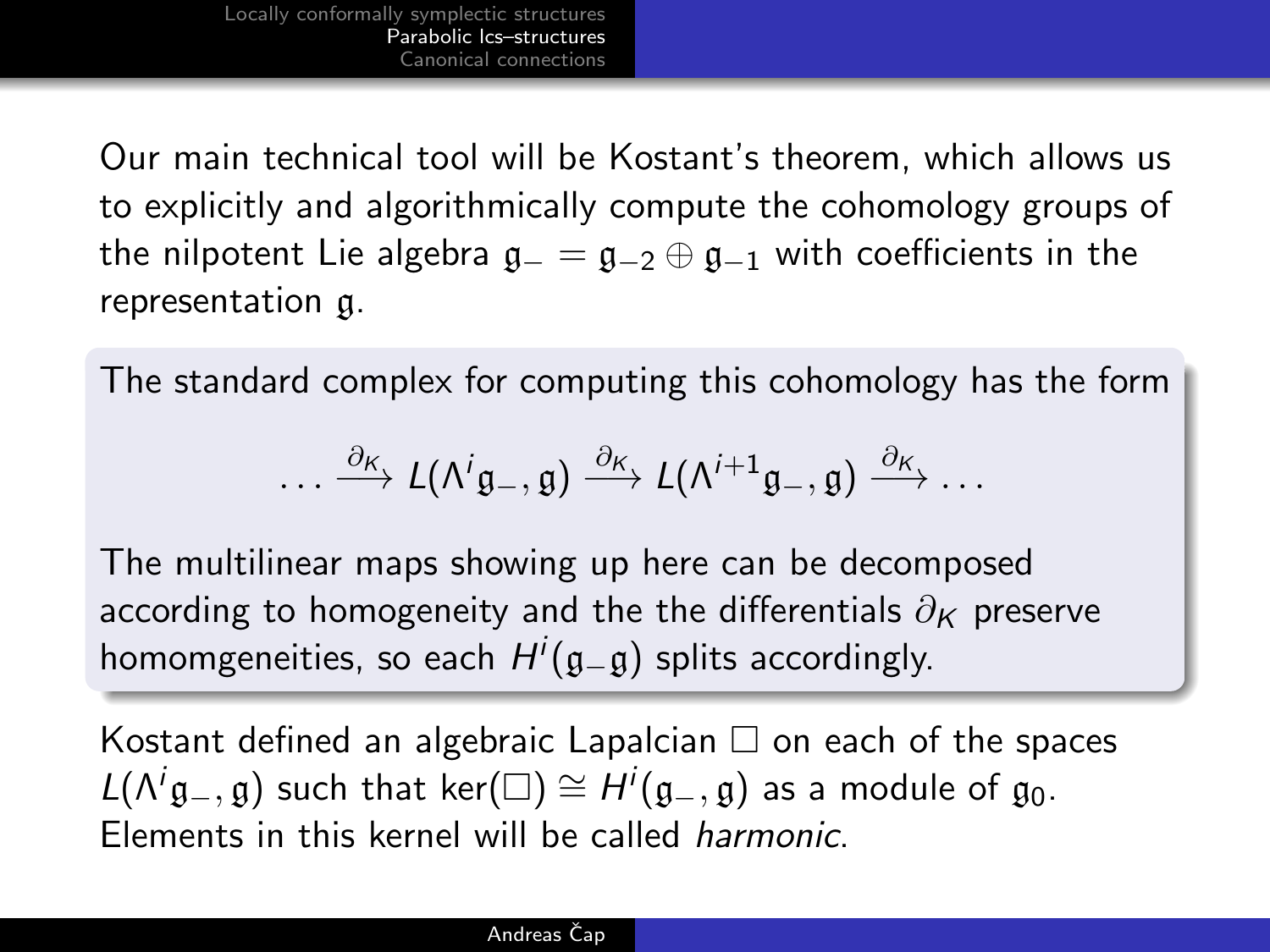Our main technical tool will be Kostant's theorem, which allows us to explicitly and algorithmically compute the cohomology groups of the nilpotent Lie algebra $\mathfrak{g}_- = \mathfrak{g}_{-2} \oplus \mathfrak{g}_{-1}$ with coefficients in the representation $\mathfrak{g}$.

The standard complex for computing this cohomology has the form

$$\dots \xrightarrow{\partial_K} L(\Lambda^i \mathfrak{g}_-, \mathfrak{g}) \xrightarrow{\partial_K} L(\Lambda^{i+1} \mathfrak{g}_-, \mathfrak{g}) \xrightarrow{\partial_K} \dots$$

The multilinear maps showing up here can be decomposed according to homogeneity and the the differentials $\partial_K$ preserve homomgeneities, so each $H^i(\mathfrak{g}_- \mathfrak{g})$ splits accordingly.

Kostant defined an algebraic Lapalcian $\square$ on each of the spaces $L(\Lambda^i \mathfrak{g}_-, \mathfrak{g})$ such that $\ker(\square) \cong H^i(\mathfrak{g}_-, \mathfrak{g})$ as a module of $\mathfrak{g}_0$. Elements in this kernel will be called *harmonic*.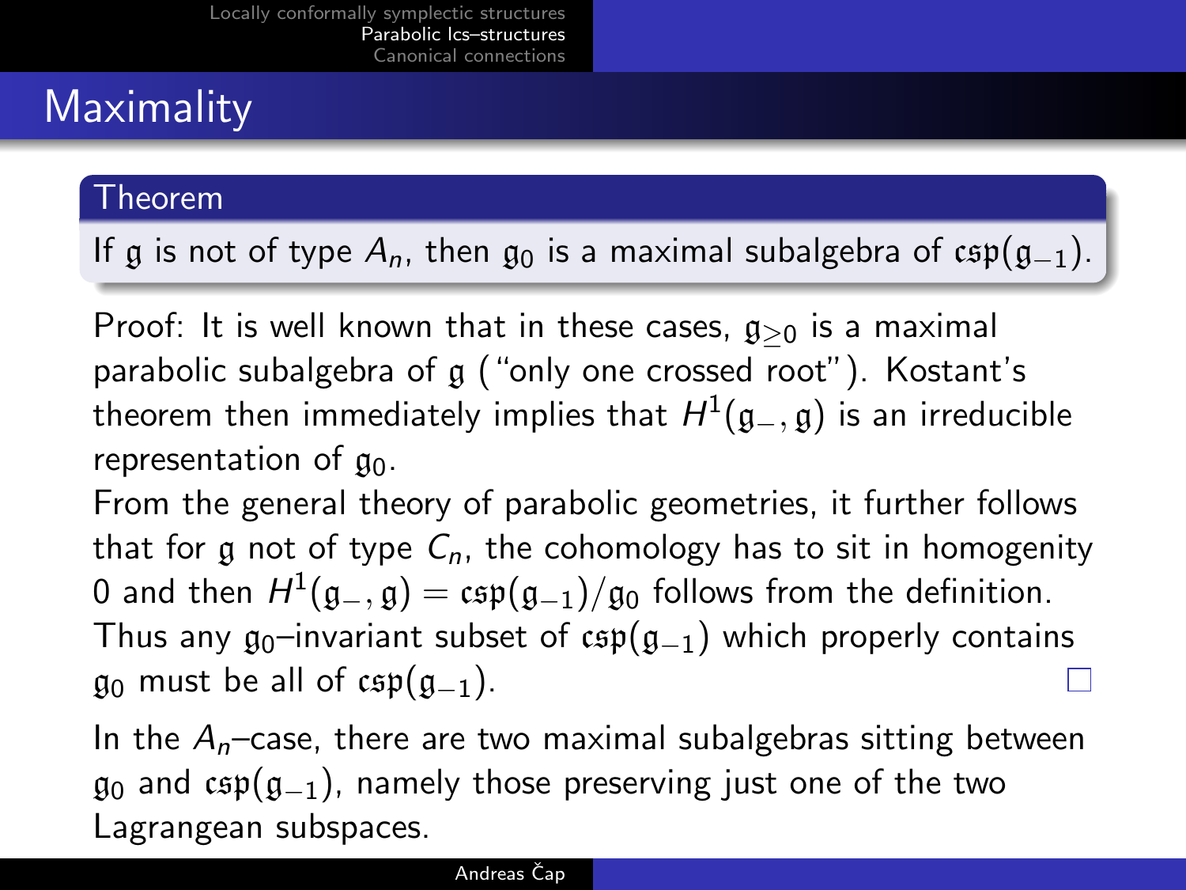# Maximality

**Theorem**

If $\mathfrak{g}$ is not of type $A_n$, then $\mathfrak{g}_0$ is a maximal subalgebra of $\mathfrak{csp}(\mathfrak{g}_{-1})$.

Proof: It is well known that in these cases, $\mathfrak{g}_{\geq 0}$ is a maximal parabolic subalgebra of $\mathfrak{g}$ ("only one crossed root"). Kostant's theorem then immediately implies that $H^1(\mathfrak{g}_-, \mathfrak{g})$ is an irreducible representation of $\mathfrak{g}_0$.

From the general theory of parabolic geometries, it further follows that for $\mathfrak{g}$ not of type $C_n$, the cohomology has to sit in homogenity 0 and then $H^1(\mathfrak{g}_-, \mathfrak{g}) = \mathfrak{csp}(\mathfrak{g}_{-1})/\mathfrak{g}_0$ follows from the definition.

Thus any $\mathfrak{g}_0$–invariant subset of $\mathfrak{csp}(\mathfrak{g}_{-1})$ which properly contains $\mathfrak{g}_0$ must be all of $\mathfrak{csp}(\mathfrak{g}_{-1})$. □

In the $A_n$–case, there are two maximal subalgebras sitting between $\mathfrak{g}_0$ and $\mathfrak{csp}(\mathfrak{g}_{-1})$, namely those preserving just one of the two Lagrangean subspaces.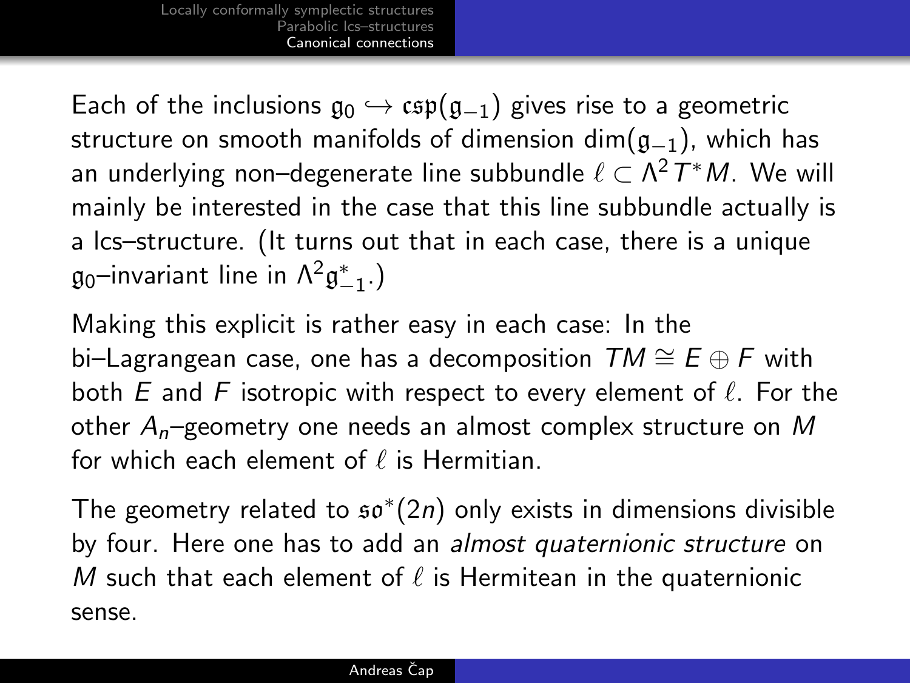Each of the inclusions $\mathfrak{g}_0 \hookrightarrow \mathfrak{csp}(\mathfrak{g}_{-1})$ gives rise to a geometric structure on smooth manifolds of dimension $\dim(\mathfrak{g}_{-1})$, which has an underlying non–degenerate line subbundle $\ell \subset \Lambda^2 T^*M$. We will mainly be interested in the case that this line subbundle actually is a lcs–structure. (It turns out that in each case, there is a unique $\mathfrak{g}_0$–invariant line in $\Lambda^2 \mathfrak{g}_{-1}^*$.)

Making this explicit is rather easy in each case: In the bi–Lagrangean case, one has a decomposition $TM \cong E \oplus F$ with both $E$ and $F$ isotropic with respect to every element of $\ell$. For the other $A_n$–geometry one needs an almost complex structure on $M$ for which each element of $\ell$ is Hermitian.

The geometry related to $\mathfrak{so}^*(2n)$ only exists in dimensions divisible by four. Here one has to add an *almost quaternionic structure* on $M$ such that each element of $\ell$ is Hermitean in the quaternionic sense.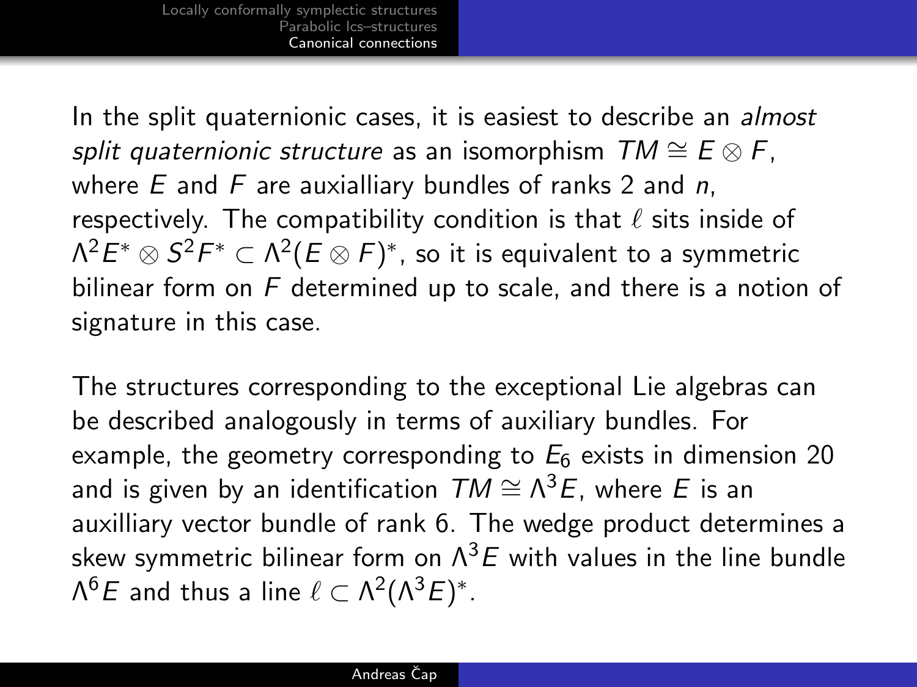In the split quaternionic cases, it is easiest to describe an *almost split quaternionic structure* as an isomorphism $TM \cong E \otimes F$, where $E$ and $F$ are auxialliary bundles of ranks 2 and $n$, respectively. The compatibility condition is that $\ell$ sits inside of $\Lambda^2 E^* \otimes S^2 F^* \subset \Lambda^2 (E \otimes F)^*$, so it is equivalent to a symmetric bilinear form on $F$ determined up to scale, and there is a notion of signature in this case.

The structures corresponding to the exceptional Lie algebras can be described analogously in terms of auxiliary bundles. For example, the geometry corresponding to $E_6$ exists in dimension 20 and is given by an identification $TM \cong \Lambda^3 E$, where $E$ is an auxilliary vector bundle of rank 6. The wedge product determines a skew symmetric bilinear form on $\Lambda^3 E$ with values in the line bundle $\Lambda^6 E$ and thus a line $\ell \subset \Lambda^2 (\Lambda^3 E)^*$.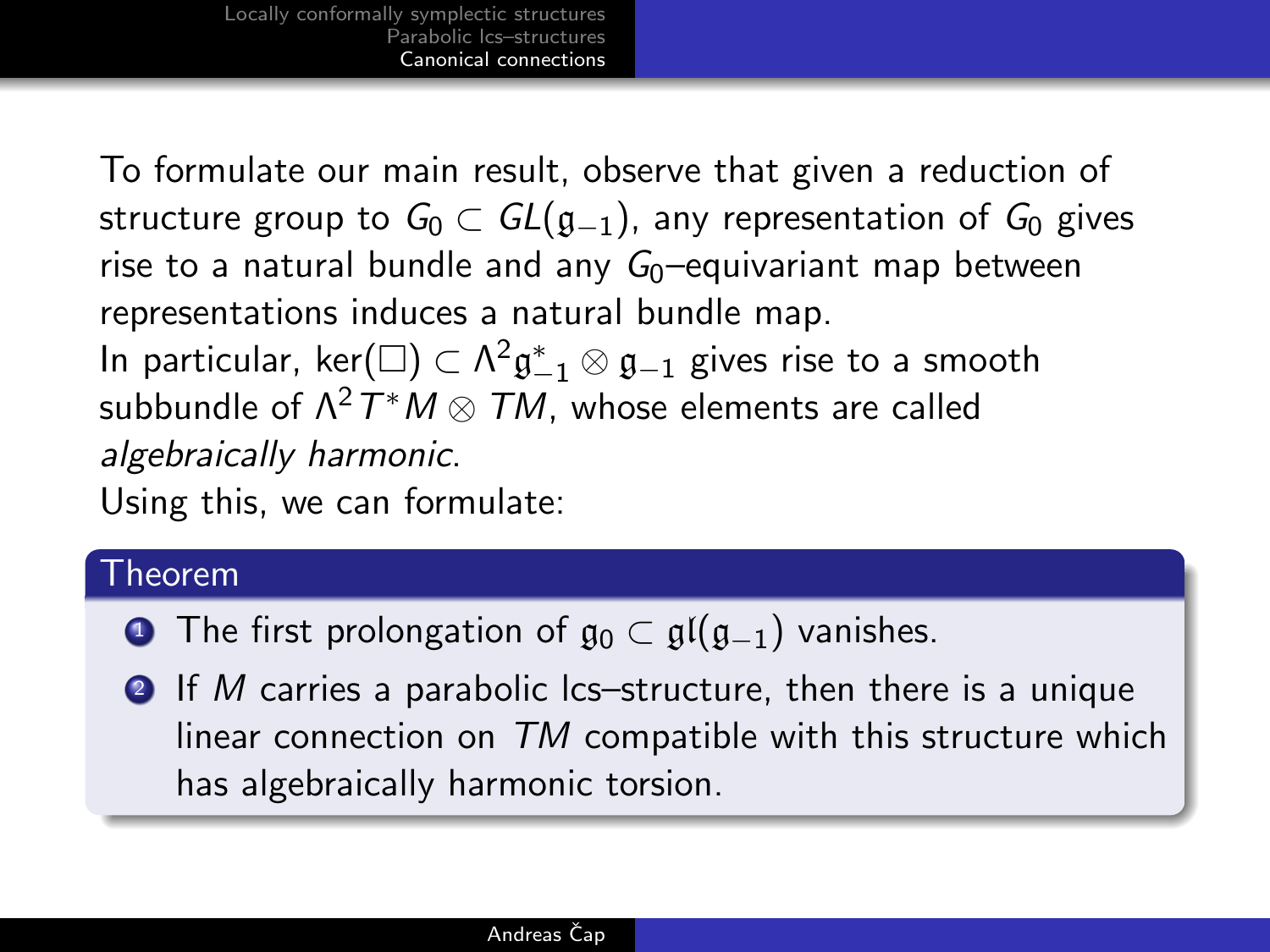To formulate our main result, observe that given a reduction of structure group to $G_0 \subset GL(\mathfrak{g}_{-1})$, any representation of $G_0$ gives rise to a natural bundle and any $G_0$–equivariant map between representations induces a natural bundle map.

In particular, $\ker(\Box) \subset \Lambda^2\mathfrak{g}_{-1}^* \otimes \mathfrak{g}_{-1}$ gives rise to a smooth subbundle of $\Lambda^2 T^*M \otimes TM$, whose elements are called *algebraically harmonic*.

Using this, we can formulate:

**Theorem**

1. The first prolongation of $\mathfrak{g}_0 \subset \mathfrak{gl}(\mathfrak{g}_{-1})$ vanishes.
2. If $M$ carries a parabolic lcs–structure, then there is a unique linear connection on $TM$ compatible with this structure which has algebraically harmonic torsion.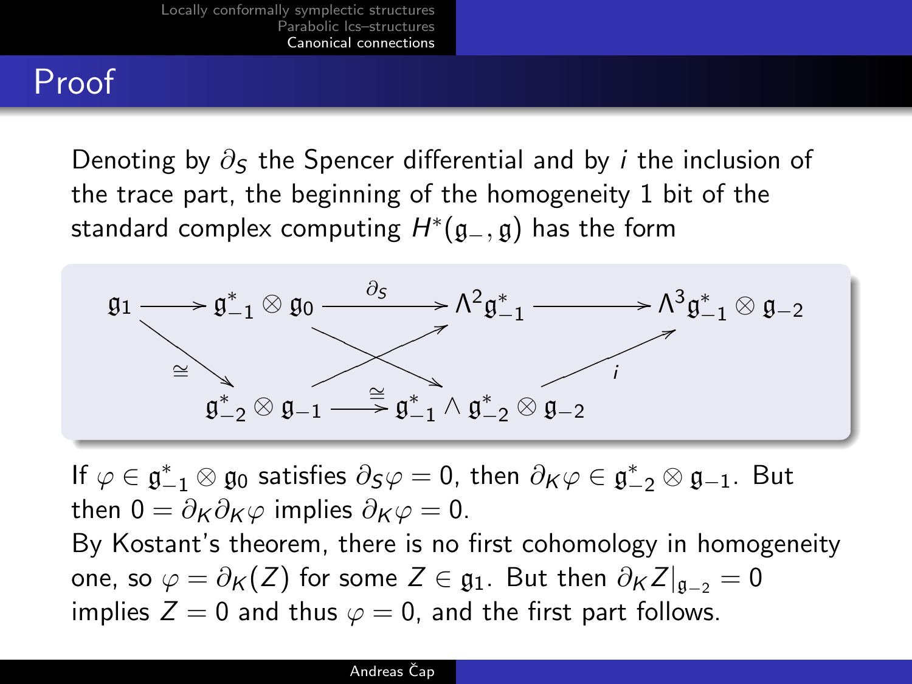## Proof

Denoting by $\partial_S$ the Spencer differential and by $i$ the inclusion of the trace part, the beginning of the homogeneity 1 bit of the standard complex computing $H^*(\mathfrak{g}_-, \mathfrak{g})$ has the form

$$
\begin{array}{ccccccc}
\mathfrak{g}_1 & \longrightarrow & \mathfrak{g}_{-1}^* \otimes \mathfrak{g}_0 & \xrightarrow{\partial_S} & \Lambda^2 \mathfrak{g}_{-1}^* & \longrightarrow & \Lambda^3 \mathfrak{g}_{-1}^* \otimes \mathfrak{g}_{-2} \\
& \searrow^{\cong} & & \nearrow \searrow & & \nearrow^{i} & \\
& & \mathfrak{g}_{-2}^* \otimes \mathfrak{g}_{-1} & \xrightarrow{\cong} & \mathfrak{g}_{-1}^* \wedge \mathfrak{g}_{-2}^* \otimes \mathfrak{g}_{-2} & &
\end{array}
$$

If $\varphi \in \mathfrak{g}_{-1}^* \otimes \mathfrak{g}_0$ satisfies $\partial_S \varphi = 0$, then $\partial_K \varphi \in \mathfrak{g}_{-2}^* \otimes \mathfrak{g}_{-1}$. But then $0 = \partial_K \partial_K \varphi$ implies $\partial_K \varphi = 0$.

By Kostant's theorem, there is no first cohomology in homogeneity one, so $\varphi = \partial_K(Z)$ for some $Z \in \mathfrak{g}_1$. But then $\partial_K Z|_{\mathfrak{g}_{-2}} = 0$ implies $Z = 0$ and thus $\varphi = 0$, and the first part follows.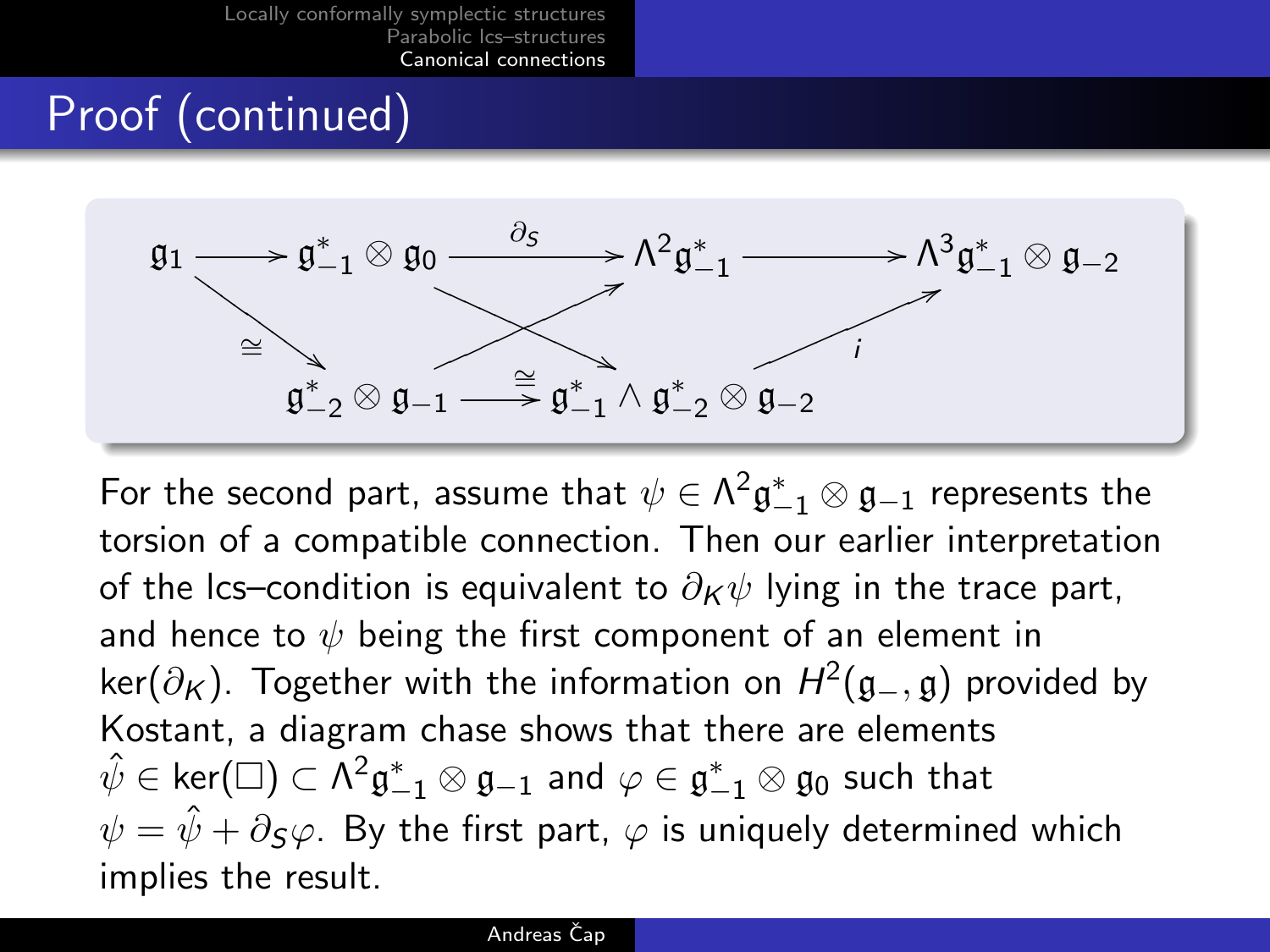## Proof (continued)

$$
\begin{array}{ccccccc}
\mathfrak{g}_1 & \longrightarrow & \mathfrak{g}^*_{-1}\otimes\mathfrak{g}_0 & \xrightarrow{\partial_S} & \Lambda^2\mathfrak{g}^*_{-1} & \longrightarrow & \Lambda^3\mathfrak{g}^*_{-1}\otimes\mathfrak{g}_{-2} \\
& \searrow^{\cong} & & \nwarrow\!\!\!\!\!\!\swarrow & & \nearrow^{i} & \\
& & \mathfrak{g}^*_{-2}\otimes\mathfrak{g}_{-1} & \xrightarrow{\cong} & \mathfrak{g}^*_{-1}\wedge\mathfrak{g}^*_{-2}\otimes\mathfrak{g}_{-2} & &
\end{array}
$$

For the second part, assume that $\psi \in \Lambda^2\mathfrak{g}^*_{-1} \otimes \mathfrak{g}_{-1}$ represents the torsion of a compatible connection. Then our earlier interpretation of the lcs–condition is equivalent to $\partial_K\psi$ lying in the trace part, and hence to $\psi$ being the first component of an element in $\ker(\partial_K)$. Together with the information on $H^2(\mathfrak{g}_-, \mathfrak{g})$ provided by Kostant, a diagram chase shows that there are elements $\hat{\psi} \in \ker(\Box) \subset \Lambda^2\mathfrak{g}^*_{-1} \otimes \mathfrak{g}_{-1}$ and $\varphi \in \mathfrak{g}^*_{-1} \otimes \mathfrak{g}_0$ such that $\psi = \hat{\psi} + \partial_S\varphi$. By the first part, $\varphi$ is uniquely determined which implies the result.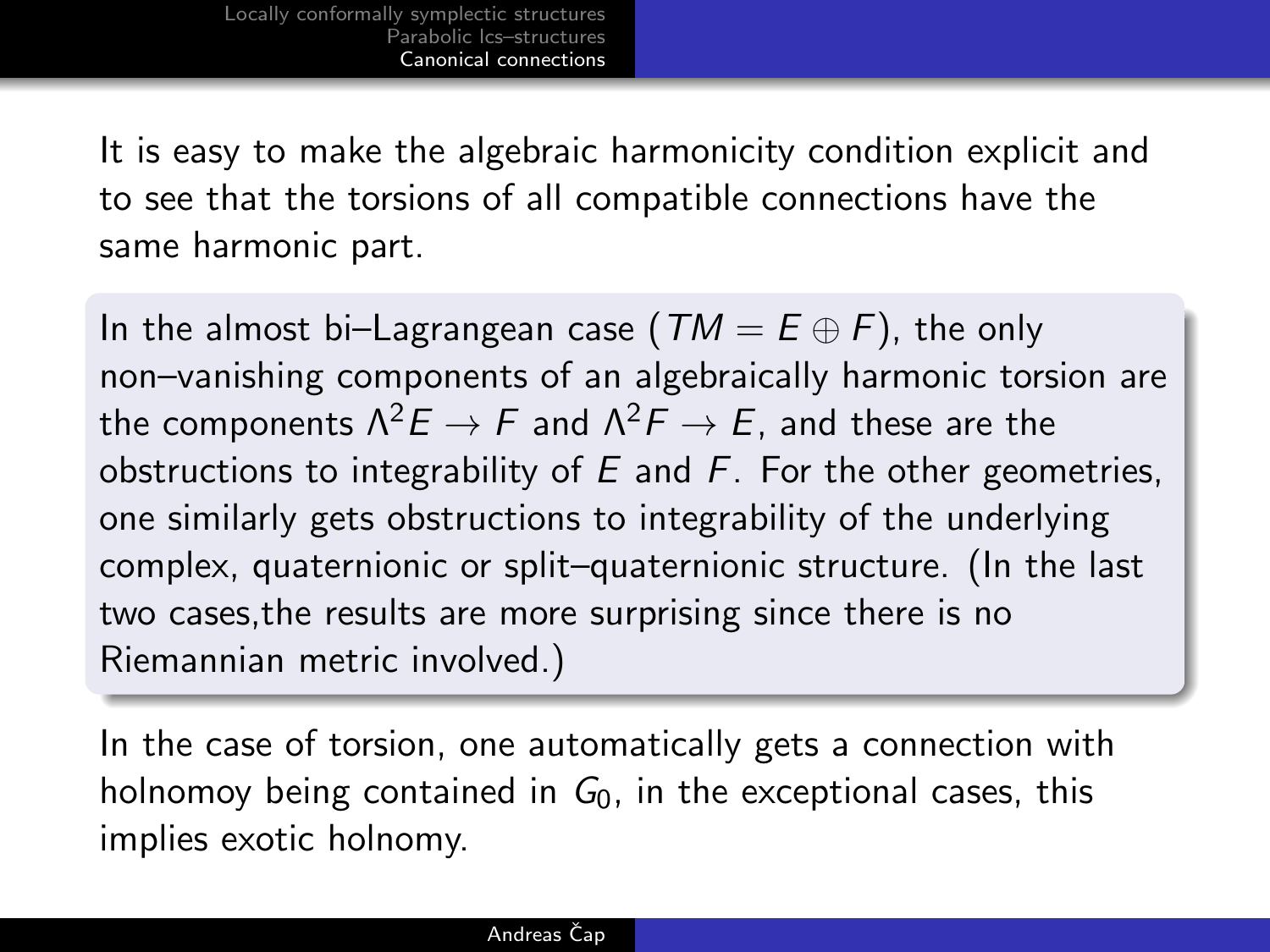It is easy to make the algebraic harmonicity condition explicit and to see that the torsions of all compatible connections have the same harmonic part.

> In the almost bi–Lagrangean case ($TM = E \oplus F$), the only non–vanishing components of an algebraically harmonic torsion are the components $\Lambda^2 E \to F$ and $\Lambda^2 F \to E$, and these are the obstructions to integrability of $E$ and $F$. For the other geometries, one similarly gets obstructions to integrability of the underlying complex, quaternionic or split–quaternionic structure. (In the last two cases,the results are more surprising since there is no Riemannian metric involved.)

In the case of torsion, one automatically gets a connection with holnomoy being contained in $G_0$, in the exceptional cases, this implies exotic holnomy.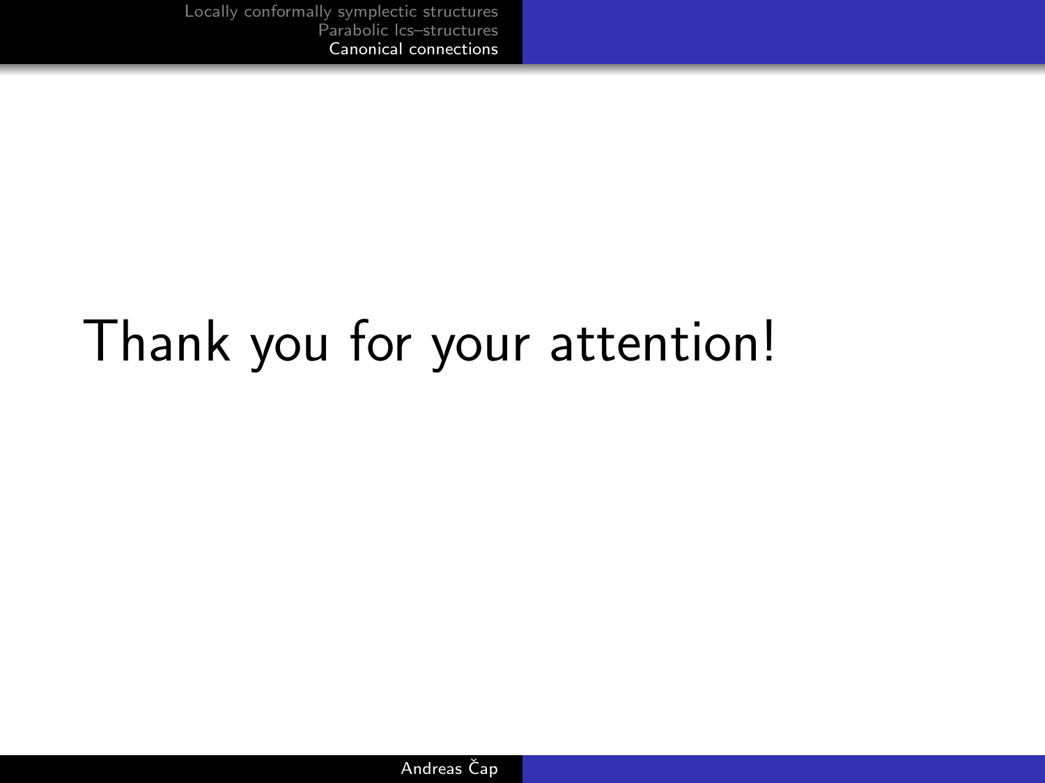Thank you for your attention!